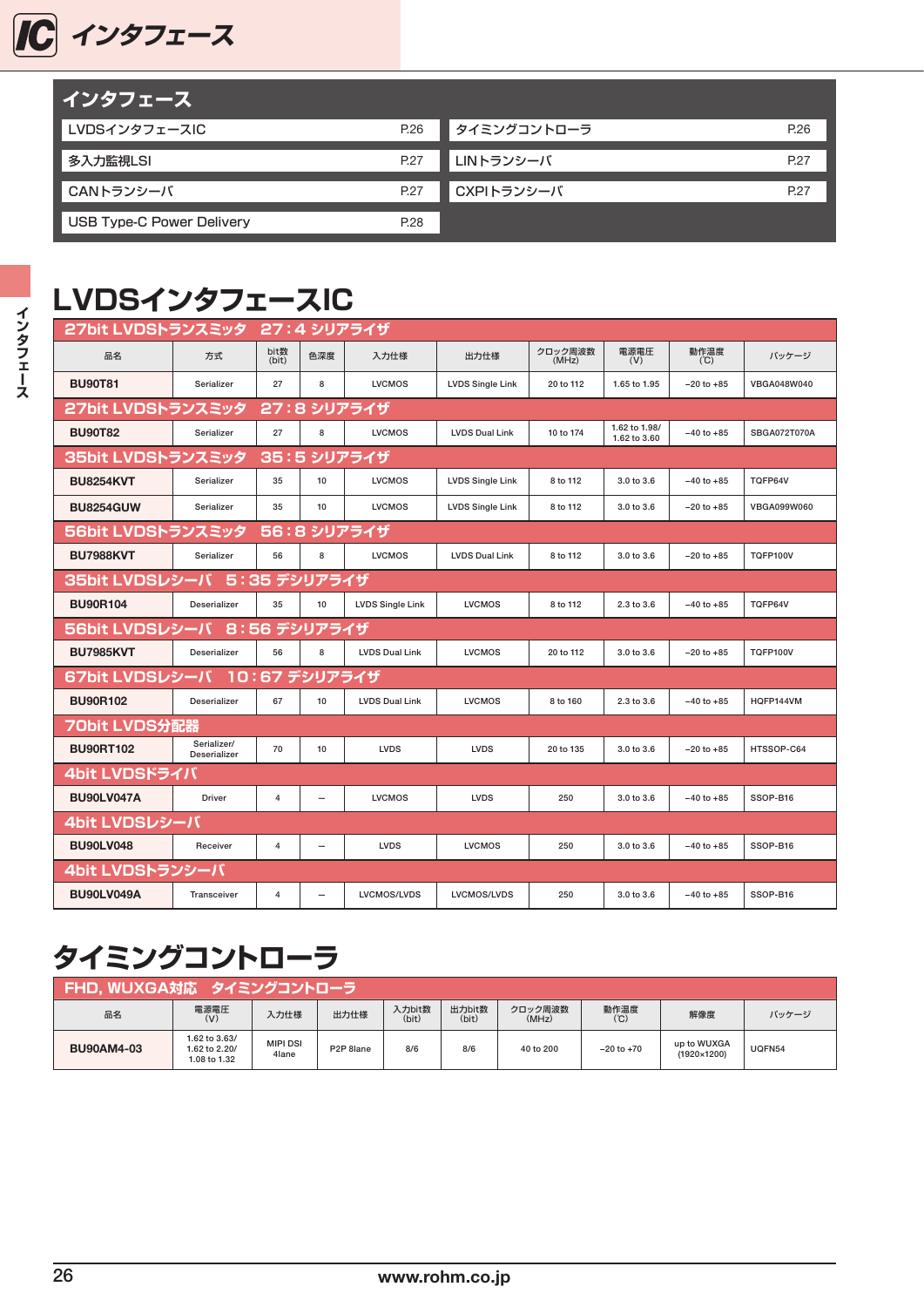# インタフェース

## インタフェース

| | | | |
|---|---|---|---|
| LVDSインタフェースIC | P.26 | タイミングコントローラ | P.26 |
| 多入力監視LSI | P.27 | LINトランシーバ | P.27 |
| CANトランシーバ | P.27 | CXPIトランシーバ | P.27 |
| USB Type-C Power Delivery | P.28 | | |

## LVDSインタフェースIC

| 品名 | 方式 | bit数 (bit) | 色深度 | 入力仕様 | 出力仕様 | クロック周波数 (MHz) | 電源電圧 (V) | 動作温度 (℃) | パッケージ |
|---|---|---|---|---|---|---|---|---|---|
| **27bit LVDSトランスミッタ　27：4 シリアライザ** | | | | | | | | | |
| BU90T81 | Serializer | 27 | 8 | LVCMOS | LVDS Single Link | 20 to 112 | 1.65 to 1.95 | −20 to +85 | VBGA048W040 |
| **27bit LVDSトランスミッタ　27：8 シリアライザ** | | | | | | | | | |
| BU90T82 | Serializer | 27 | 8 | LVCMOS | LVDS Dual Link | 10 to 174 | 1.62 to 1.98/ 1.62 to 3.60 | −40 to +85 | SBGA072T070A |
| **35bit LVDSトランスミッタ　35：5 シリアライザ** | | | | | | | | | |
| BU8254KVT | Serializer | 35 | 10 | LVCMOS | LVDS Single Link | 8 to 112 | 3.0 to 3.6 | −40 to +85 | TQFP64V |
| BU8254GUW | Serializer | 35 | 10 | LVCMOS | LVDS Single Link | 8 to 112 | 3.0 to 3.6 | −20 to +85 | VBGA099W060 |
| **56bit LVDSトランスミッタ　56：8 シリアライザ** | | | | | | | | | |
| BU7988KVT | Serializer | 56 | 8 | LVCMOS | LVDS Dual Link | 8 to 112 | 3.0 to 3.6 | −20 to +85 | TQFP100V |
| **35bit LVDSレシーバ　5：35 デシリアライザ** | | | | | | | | | |
| BU90R104 | Deserializer | 35 | 10 | LVDS Single Link | LVCMOS | 8 to 112 | 2.3 to 3.6 | −40 to +85 | TQFP64V |
| **56bit LVDSレシーバ　8：56 デシリアライザ** | | | | | | | | | |
| BU7985KVT | Deserializer | 56 | 8 | LVDS Dual Link | LVCMOS | 20 to 112 | 3.0 to 3.6 | −20 to +85 | TQFP100V |
| **67bit LVDSレシーバ　10：67 デシリアライザ** | | | | | | | | | |
| BU90R102 | Deserializer | 67 | 10 | LVDS Dual Link | LVCMOS | 8 to 160 | 2.3 to 3.6 | −40 to +85 | HQFP144VM |
| **70bit LVDS分配器** | | | | | | | | | |
| BU90RT102 | Serializer/ Deserializer | 70 | 10 | LVDS | LVDS | 20 to 135 | 3.0 to 3.6 | −20 to +85 | HTSSOP-C64 |
| **4bit LVDSドライバ** | | | | | | | | | |
| BU90LV047A | Driver | 4 | − | LVCMOS | LVDS | 250 | 3.0 to 3.6 | −40 to +85 | SSOP-B16 |
| **4bit LVDSレシーバ** | | | | | | | | | |
| BU90LV048 | Receiver | 4 | − | LVDS | LVCMOS | 250 | 3.0 to 3.6 | −40 to +85 | SSOP-B16 |
| **4bit LVDSトランシーバ** | | | | | | | | | |
| BU90LV049A | Transceiver | 4 | − | LVCMOS/LVDS | LVCMOS/LVDS | 250 | 3.0 to 3.6 | −40 to +85 | SSOP-B16 |

## タイミングコントローラ

| 品名 | 電源電圧 (V) | 入力仕様 | 出力仕様 | 入力bit数 (bit) | 出力bit数 (bit) | クロック周波数 (MHz) | 動作温度 (℃) | 解像度 | パッケージ |
|---|---|---|---|---|---|---|---|---|---|
| **FHD, WUXGA対応　タイミングコントローラ** | | | | | | | | | |
| BU90AM4-03 | 1.62 to 3.63/ 1.62 to 2.20/ 1.08 to 1.32 | MIPI DSI 4lane | P2P 8lane | 8/6 | 8/6 | 40 to 200 | −20 to +70 | up to WUXGA (1920×1200) | UQFN54 |

www.rohm.co.jp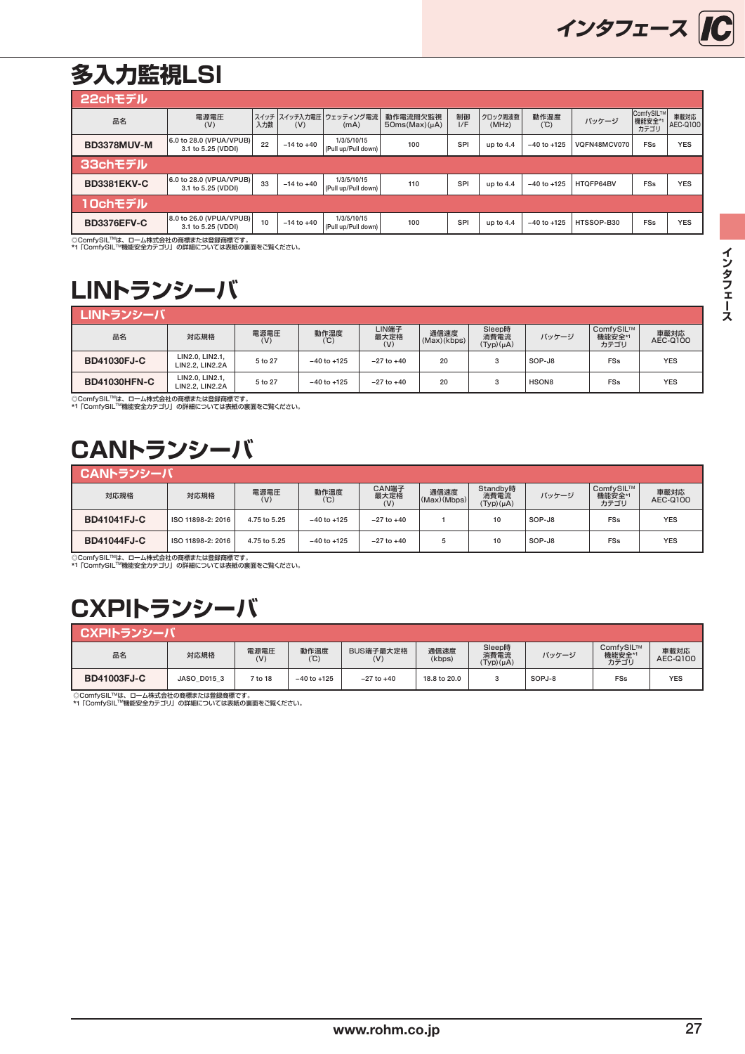# 多入力監視LSI

| 品名 | 電源電圧 (V) | スイッチ入力数 | スイッチ入力電圧 (V) | ウェッティング電流 (mA) | 動作電流間欠監視 50ms(Max)(μA) | 制御 I/F | クロック周波数 (MHz) | 動作温度 (℃) | パッケージ | ComfySIL™ 機能安全*1 カテゴリ | 車載対応 AEC-Q100 |
|---|---|---|---|---|---|---|---|---|---|---|---|
| **22chモデル** | | | | | | | | | | | |
| BD3378MUV-M | 6.0 to 28.0 (VPUA/VPUB) 3.1 to 5.25 (VDDI) | 22 | −14 to +40 | 1/3/5/10/15 (Pull up/Pull down) | 100 | SPI | up to 4.4 | −40 to +125 | VQFN48MCV070 | FSs | YES |
| **33chモデル** | | | | | | | | | | | |
| BD3381EKV-C | 6.0 to 28.0 (VPUA/VPUB) 3.1 to 5.25 (VDDI) | 33 | −14 to +40 | 1/3/5/10/15 (Pull up/Pull down) | 110 | SPI | up to 4.4 | −40 to +125 | HTQFP64BV | FSs | YES |
| **10chモデル** | | | | | | | | | | | |
| BD3376EFV-C | 8.0 to 26.0 (VPUA/VPUB) 3.1 to 5.25 (VDDI) | 10 | −14 to +40 | 1/3/5/10/15 (Pull up/Pull down) | 100 | SPI | up to 4.4 | −40 to +125 | HTSSOP-B30 | FSs | YES |

◎ComfySIL™は、ローム株式会社の商標または登録商標です。
*1「ComfySIL™機能安全カテゴリ」の詳細については表紙の裏面をご覧ください。

# LINトランシーバ

**LINトランシーバ**

| 品名 | 対応規格 | 電源電圧 (V) | 動作温度 (℃) | LIN端子 最大定格 (V) | 通信速度 (Max)(kbps) | Sleep時 消費電流 (Typ)(μA) | パッケージ | ComfySIL™ 機能安全*1 カテゴリ | 車載対応 AEC-Q100 |
|---|---|---|---|---|---|---|---|---|---|
| BD41030FJ-C | LIN2.0, LIN2.1, LIN2.2, LIN2.2A | 5 to 27 | −40 to +125 | −27 to +40 | 20 | 3 | SOP-J8 | FSs | YES |
| BD41030HFN-C | LIN2.0, LIN2.1, LIN2.2, LIN2.2A | 5 to 27 | −40 to +125 | −27 to +40 | 20 | 3 | HSON8 | FSs | YES |

◎ComfySIL™は、ローム株式会社の商標または登録商標です。
*1「ComfySIL™機能安全カテゴリ」の詳細については表紙の裏面をご覧ください。

# CANトランシーバ

**CANトランシーバ**

| 対応規格 | 対応規格 | 電源電圧 (V) | 動作温度 (℃) | CAN端子 最大定格 (V) | 通信速度 (Max)(Mbps) | Standby時 消費電流 (Typ)(μA) | パッケージ | ComfySIL™ 機能安全*1 カテゴリ | 車載対応 AEC-Q100 |
|---|---|---|---|---|---|---|---|---|---|
| BD41041FJ-C | ISO 11898-2: 2016 | 4.75 to 5.25 | −40 to +125 | −27 to +40 | 1 | 10 | SOP-J8 | FSs | YES |
| BD41044FJ-C | ISO 11898-2: 2016 | 4.75 to 5.25 | −40 to +125 | −27 to +40 | 5 | 10 | SOP-J8 | FSs | YES |

◎ComfySIL™は、ローム株式会社の商標または登録商標です。
*1「ComfySIL™機能安全カテゴリ」の詳細については表紙の裏面をご覧ください。

# CXPIトランシーバ

**CXPIトランシーバ**

| 品名 | 対応規格 | 電源電圧 (V) | 動作温度 (℃) | BUS端子最大定格 (V) | 通信速度 (kbps) | Sleep時 消費電流 (Typ)(μA) | パッケージ | ComfySIL™ 機能安全*1 カテゴリ | 車載対応 AEC-Q100 |
|---|---|---|---|---|---|---|---|---|---|
| BD41003FJ-C | JASO_D015_3 | 7 to 18 | −40 to +125 | −27 to +40 | 18.8 to 20.0 | 3 | SOPJ-8 | FSs | YES |

◎ComfySIL™は、ローム株式会社の商標または登録商標です。
*1「ComfySIL™機能安全カテゴリ」の詳細については表紙の裏面をご覧ください。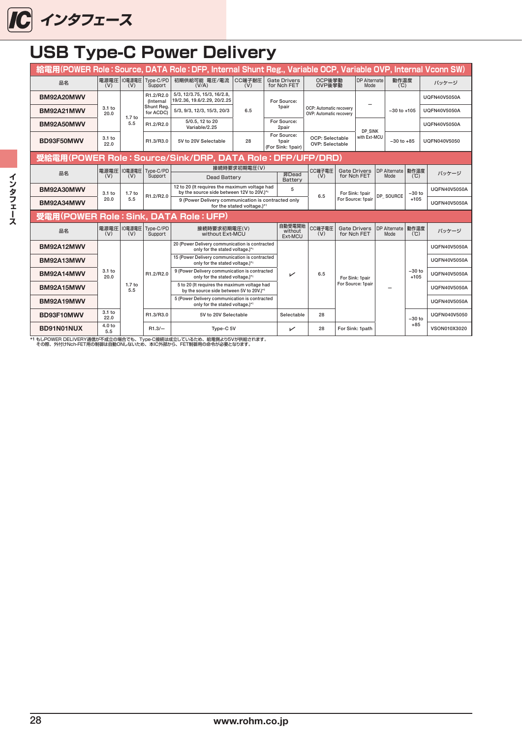# USB Type-C Power Delivery

## 給電用(POWER Role : Source, DATA Role : DFP, Internal Shunt Reg., Variable OCP, Variable OVP, Internal Vconn SW)

| 品名 | 電源電圧 (V) | IO電源電圧 (V) | Type-C/PD Support | 初期供給可能 電圧/電流 (V/A) | CC端子耐圧 (V) | Gate Drivers for Nch FET | OCP後挙動 OVP後挙動 | DP Alternate Mode | 動作温度 (℃) | パッケージ |
|---|---|---|---|---|---|---|---|---|---|---|
| BM92A20MWV | 3.1 to 20.0 | 1.7 to 5.5 | R1.2/R2.0 (Internal Shunt Reg. for ACDC) | 5/3, 12/3.75, 15/3, 16/2.8, 19/2.36, 19.6/2.29, 20/2.25 | 6.5 | For Source: 1pair | OCP: Automatic recovery OVP: Automatic recovery | – | −30 to +105 | UQFN40V5050A |
| BM92A21MWV | 3.1 to 20.0 | 1.7 to 5.5 | R1.2/R2.0 (Internal Shunt Reg. for ACDC) | 5/3, 9/3, 12/3, 15/3, 20/3 | 6.5 | For Source: 1pair | OCP: Automatic recovery OVP: Automatic recovery | – | −30 to +105 | UQFN40V5050A |
| BM92A50MWV | 3.1 to 20.0 | 1.7 to 5.5 | R1.2/R2.0 | 5/0.5, 12 to 20 Variable/2.25 | 6.5 | For Source: 2pair | OCP: Automatic recovery OVP: Automatic recovery | DP_SINK with Ext-MCU | −30 to +105 | UQFN40V5050A |
| BD93F50MWV | 3.1 to 22.0 | 1.7 to 5.5 | R1.3/R3.0 | 5V to 20V Selectable | 28 | For Source: 1pair (For Sink: 1pair) | OCP: Selectable OVP: Selectable | DP_SINK with Ext-MCU | −30 to +85 | UQFN040V5050 |

## 受給電用(POWER Role : Source/Sink/DRP, DATA Role : DFP/UFP/DRD)

| 品名 | 電源電圧 (V) | IO電源電圧 (V) | Type-C/PD Support | 接続時要求初期電圧(V) Dead Battery | 接続時要求初期電圧(V) 非Dead Battery | CC端子電圧 (V) | Gate Drivers for Nch FET | DP Alternate Mode | 動作温度 (℃) | パッケージ |
|---|---|---|---|---|---|---|---|---|---|---|
| BM92A30MWV | 3.1 to 20.0 | 1.7 to 5.5 | R1.2/R2.0 | 12 to 20 (It requires the maximum voltage had by the source side between 12V to 20V.)*1 | 5 | 6.5 | For Sink: 1pair For Source: 1pair | DP_SOURCE | −30 to +105 | UQFN40V5050A |
| BM92A34MWV | 3.1 to 20.0 | 1.7 to 5.5 | R1.2/R2.0 | 9 (Power Delivery communication is contracted only for the stated voltage.)*1 | | 6.5 | For Sink: 1pair For Source: 1pair | DP_SOURCE | −30 to +105 | UQFN40V5050A |

## 受電用(POWER Role : Sink, DATA Role : UFP)

| 品名 | 電源電圧 (V) | IO電源電圧 (V) | Type-C/PD Support | 接続時要求初期電圧(V) without Ext-MCU | 自動受電開始 without Ext-MCU | CC端子電圧 (V) | Gate Drivers for Nch FET | DP Alternate Mode | 動作温度 (℃) | パッケージ |
|---|---|---|---|---|---|---|---|---|---|---|
| BM92A12MWV | 3.1 to 20.0 | 1.7 to 5.5 | R1.2/R2.0 | 20 (Power Delivery communication is contracted only for the stated voltage.)*1 | ✓ | 6.5 | For Sink: 1pair For Source: 1pair | – | −30 to +105 | UQFN40V5050A |
| BM92A13MWV | 3.1 to 20.0 | 1.7 to 5.5 | R1.2/R2.0 | 15 (Power Delivery communication is contracted only for the stated voltage.)*1 | ✓ | 6.5 | For Sink: 1pair For Source: 1pair | – | −30 to +105 | UQFN40V5050A |
| BM92A14MWV | 3.1 to 20.0 | 1.7 to 5.5 | R1.2/R2.0 | 9 (Power Delivery communication is contracted only for the stated voltage.)*1 | ✓ | 6.5 | For Sink: 1pair For Source: 1pair | – | −30 to +105 | UQFN40V5050A |
| BM92A15MWV | 3.1 to 20.0 | 1.7 to 5.5 | R1.2/R2.0 | 5 to 20 (It requires the maximum voltage had by the source side between 5V to 20V.)*1 | ✓ | 6.5 | For Sink: 1pair For Source: 1pair | – | −30 to +105 | UQFN40V5050A |
| BM92A19MWV | 3.1 to 20.0 | 1.7 to 5.5 | R1.2/R2.0 | 5 (Power Delivery communication is contracted only for the stated voltage.)*1 | ✓ | 6.5 | For Sink: 1pair For Source: 1pair | – | −30 to +105 | UQFN40V5050A |
| BD93F10MWV | 3.1 to 22.0 | 1.7 to 5.5 | R1.3/R3.0 | 5V to 20V Selectable | Selectable | 28 | For Sink: 1pair For Source: 1pair | – | −30 to +85 | UQFN040V5050 |
| BD91N01NUX | 4.0 to 5.5 | | R1.3/– | Type-C 5V | ✓ | 28 | For Sink: 1path | – | −30 to +85 | VSON010X3020 |

*1 もしPOWER DELIVERY通信が不成立の場合でも、Type-C接続は成立しているため、給電側より5Vが供給されます。
その際、外付けNch-FET用の制御は自動ONしないため、本IC外部から、FET制御用の命令が必要となります。